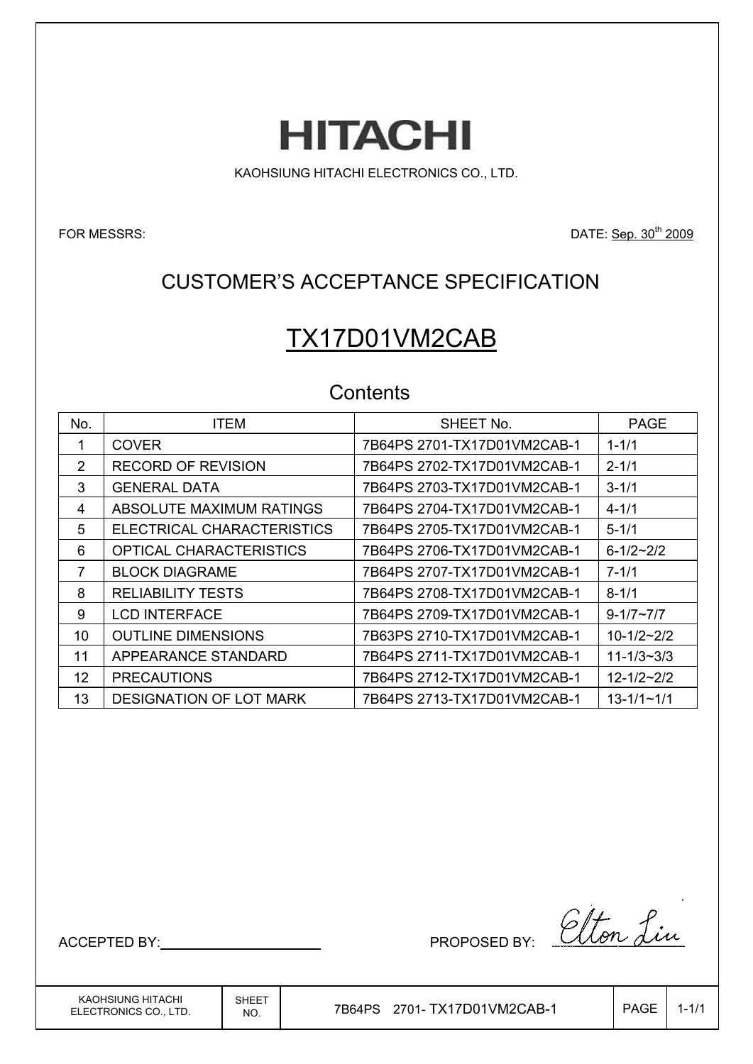# HITACHI

KAOHSIUNG HITACHI ELECTRONICS CO., LTD.

FOR MESSRS:

DATE: Sep. 30th 2009

## CUSTOMER'S ACCEPTANCE SPECIFICATION

## TX17D01VM2CAB

### Contents

| No. | ITEM | SHEET No. | PAGE |
|---|---|---|---|
| 1 | COVER | 7B64PS 2701-TX17D01VM2CAB-1 | 1-1/1 |
| 2 | RECORD OF REVISION | 7B64PS 2702-TX17D01VM2CAB-1 | 2-1/1 |
| 3 | GENERAL DATA | 7B64PS 2703-TX17D01VM2CAB-1 | 3-1/1 |
| 4 | ABSOLUTE MAXIMUM RATINGS | 7B64PS 2704-TX17D01VM2CAB-1 | 4-1/1 |
| 5 | ELECTRICAL CHARACTERISTICS | 7B64PS 2705-TX17D01VM2CAB-1 | 5-1/1 |
| 6 | OPTICAL CHARACTERISTICS | 7B64PS 2706-TX17D01VM2CAB-1 | 6-1/2~2/2 |
| 7 | BLOCK DIAGRAME | 7B64PS 2707-TX17D01VM2CAB-1 | 7-1/1 |
| 8 | RELIABILITY TESTS | 7B64PS 2708-TX17D01VM2CAB-1 | 8-1/1 |
| 9 | LCD INTERFACE | 7B64PS 2709-TX17D01VM2CAB-1 | 9-1/7~7/7 |
| 10 | OUTLINE DIMENSIONS | 7B63PS 2710-TX17D01VM2CAB-1 | 10-1/2~2/2 |
| 11 | APPEARANCE STANDARD | 7B64PS 2711-TX17D01VM2CAB-1 | 11-1/3~3/3 |
| 12 | PRECAUTIONS | 7B64PS 2712-TX17D01VM2CAB-1 | 12-1/2~2/2 |
| 13 | DESIGNATION OF LOT MARK | 7B64PS 2713-TX17D01VM2CAB-1 | 13-1/1~1/1 |

ACCEPTED BY:

PROPOSED BY: Elton Liu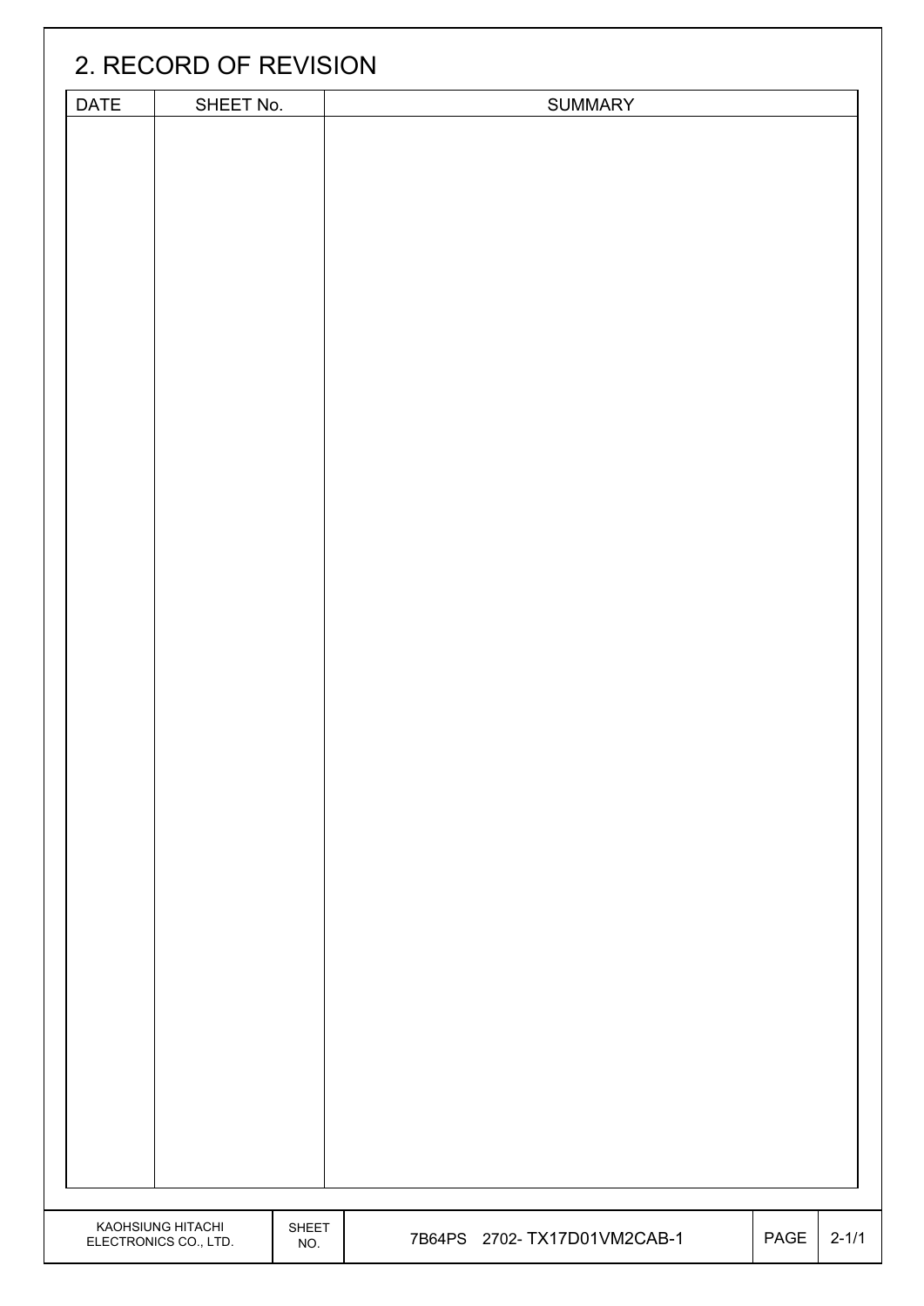## 2. RECORD OF REVISION

| DATE | SHEET No. | SUMMARY |
|---|---|---|
| | | |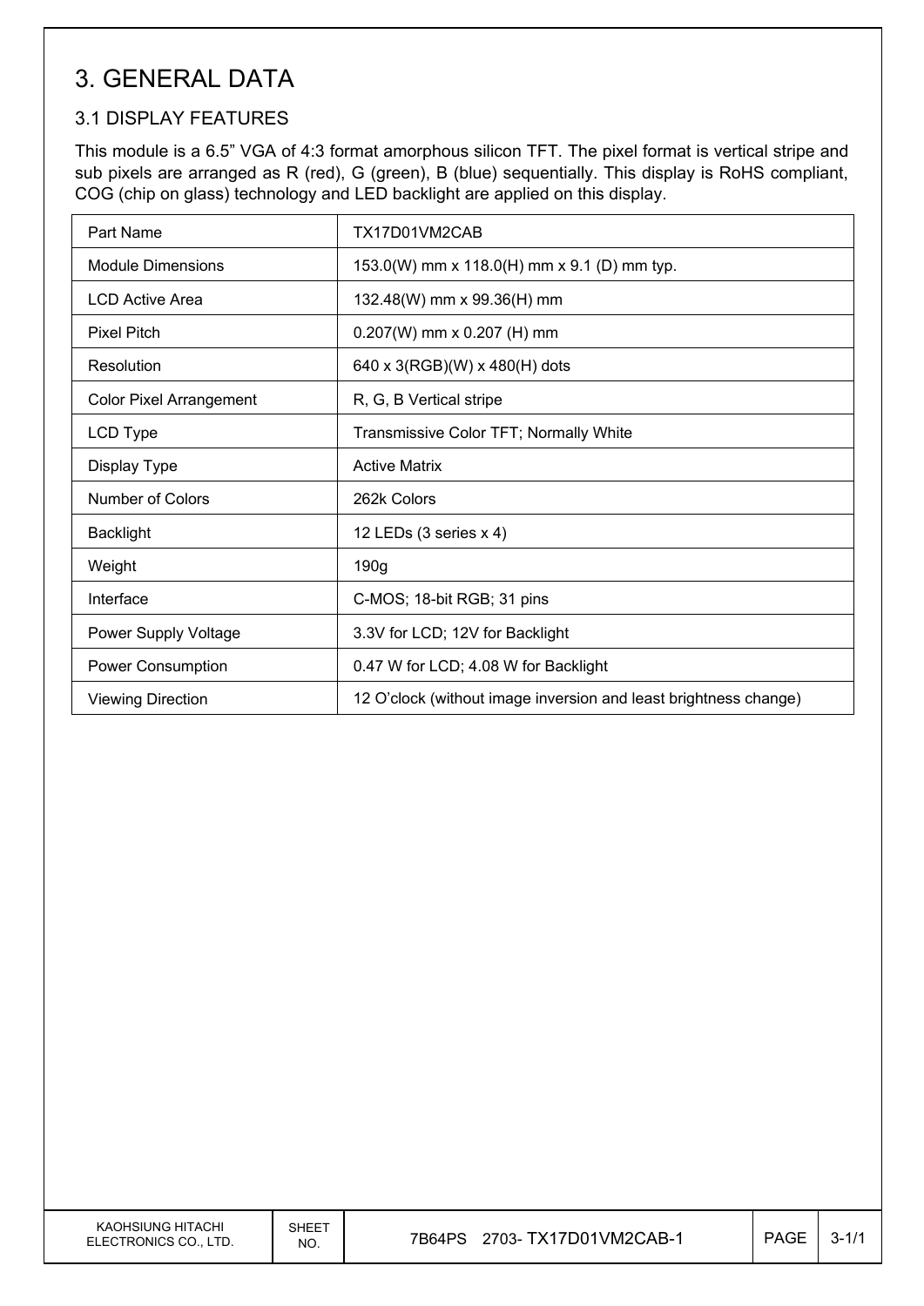# 3. GENERAL DATA

## 3.1 DISPLAY FEATURES

This module is a 6.5" VGA of 4:3 format amorphous silicon TFT. The pixel format is vertical stripe and sub pixels are arranged as R (red), G (green), B (blue) sequentially. This display is RoHS compliant, COG (chip on glass) technology and LED backlight are applied on this display.

| Part Name | TX17D01VM2CAB |
|---|---|
| Module Dimensions | 153.0(W) mm x 118.0(H) mm x 9.1 (D) mm typ. |
| LCD Active Area | 132.48(W) mm x 99.36(H) mm |
| Pixel Pitch | 0.207(W) mm x 0.207 (H) mm |
| Resolution | 640 x 3(RGB)(W) x 480(H) dots |
| Color Pixel Arrangement | R, G, B Vertical stripe |
| LCD Type | Transmissive Color TFT; Normally White |
| Display Type | Active Matrix |
| Number of Colors | 262k Colors |
| Backlight | 12 LEDs (3 series x 4) |
| Weight | 190g |
| Interface | C-MOS; 18-bit RGB; 31 pins |
| Power Supply Voltage | 3.3V for LCD; 12V for Backlight |
| Power Consumption | 0.47 W for LCD; 4.08 W for Backlight |
| Viewing Direction | 12 O'clock (without image inversion and least brightness change) |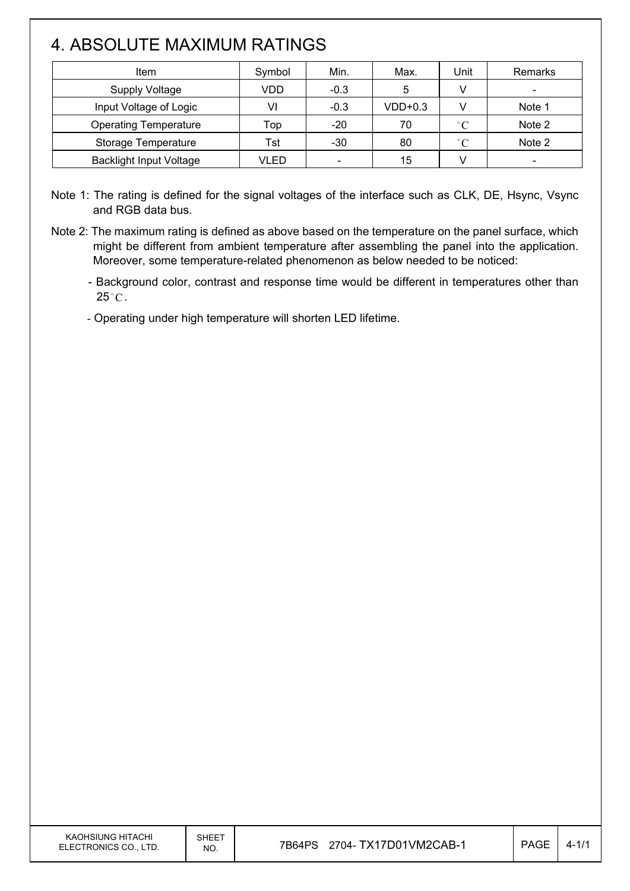# 4. ABSOLUTE MAXIMUM RATINGS

| Item | Symbol | Min. | Max. | Unit | Remarks |
|---|---|---|---|---|---|
| Supply Voltage | VDD | -0.3 | 5 | V | - |
| Input Voltage of Logic | VI | -0.3 | VDD+0.3 | V | Note 1 |
| Operating Temperature | Top | -20 | 70 | °C | Note 2 |
| Storage Temperature | Tst | -30 | 80 | °C | Note 2 |
| Backlight Input Voltage | VLED | - | 15 | V | - |

Note 1: The rating is defined for the signal voltages of the interface such as CLK, DE, Hsync, Vsync and RGB data bus.

Note 2: The maximum rating is defined as above based on the temperature on the panel surface, which might be different from ambient temperature after assembling the panel into the application. Moreover, some temperature-related phenomenon as below needed to be noticed:

- Background color, contrast and response time would be different in temperatures other than 25°C.
- Operating under high temperature will shorten LED lifetime.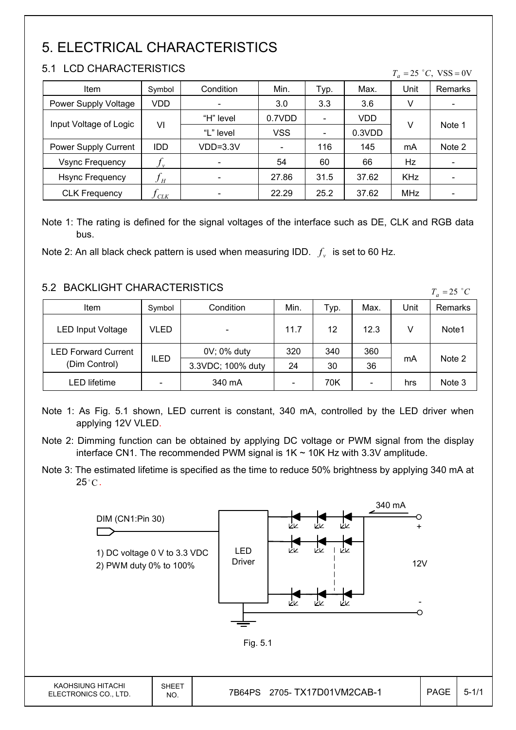# 5. ELECTRICAL CHARACTERISTICS

## 5.1 LCD CHARACTERISTICS

$T_a = 25\ ^{\circ}C,\ \mathrm{VSS} = 0\mathrm{V}$

| Item | Symbol | Condition | Min. | Typ. | Max. | Unit | Remarks |
|---|---|---|---|---|---|---|---|
| Power Supply Voltage | VDD | - | 3.0 | 3.3 | 3.6 | V | - |
| Input Voltage of Logic | VI | "H" level | 0.7VDD | - | VDD | V | Note 1 |
| | | "L" level | VSS | - | 0.3VDD | | |
| Power Supply Current | IDD | VDD=3.3V | - | 116 | 145 | mA | Note 2 |
| Vsync Frequency | $f_v$ | - | 54 | 60 | 66 | Hz | - |
| Hsync Frequency | $f_H$ | - | 27.86 | 31.5 | 37.62 | KHz | - |
| CLK Frequency | $f_{CLK}$ | - | 22.29 | 25.2 | 37.62 | MHz | - |

Note 1: The rating is defined for the signal voltages of the interface such as DE, CLK and RGB data bus.

Note 2: An all black check pattern is used when measuring IDD. $f_v$ is set to 60 Hz.

## 5.2 BACKLIGHT CHARACTERISTICS

$T_a = 25\ ^{\circ}C$

| Item | Symbol | Condition | Min. | Typ. | Max. | Unit | Remarks |
|---|---|---|---|---|---|---|---|
| LED Input Voltage | VLED | - | 11.7 | 12 | 12.3 | V | Note1 |
| LED Forward Current (Dim Control) | ILED | 0V; 0% duty | 320 | 340 | 360 | mA | Note 2 |
| | | 3.3VDC; 100% duty | 24 | 30 | 36 | | |
| LED lifetime | - | 340 mA | - | 70K | - | hrs | Note 3 |

Note 1: As Fig. 5.1 shown, LED current is constant, 340 mA, controlled by the LED driver when applying 12V VLED.

Note 2: Dimming function can be obtained by applying DC voltage or PWM signal from the display interface CN1. The recommended PWM signal is 1K ~ 10K Hz with 3.3V amplitude.

Note 3: The estimated lifetime is specified as the time to reduce 50% brightness by applying 340 mA at 25 $^{\circ}C$.

DIM (CN1:Pin 30)

1) DC voltage 0 V to 3.3 VDC
2) PWM duty 0% to 100%

LED Driver

340 mA

\+

12V

\-

Fig. 5.1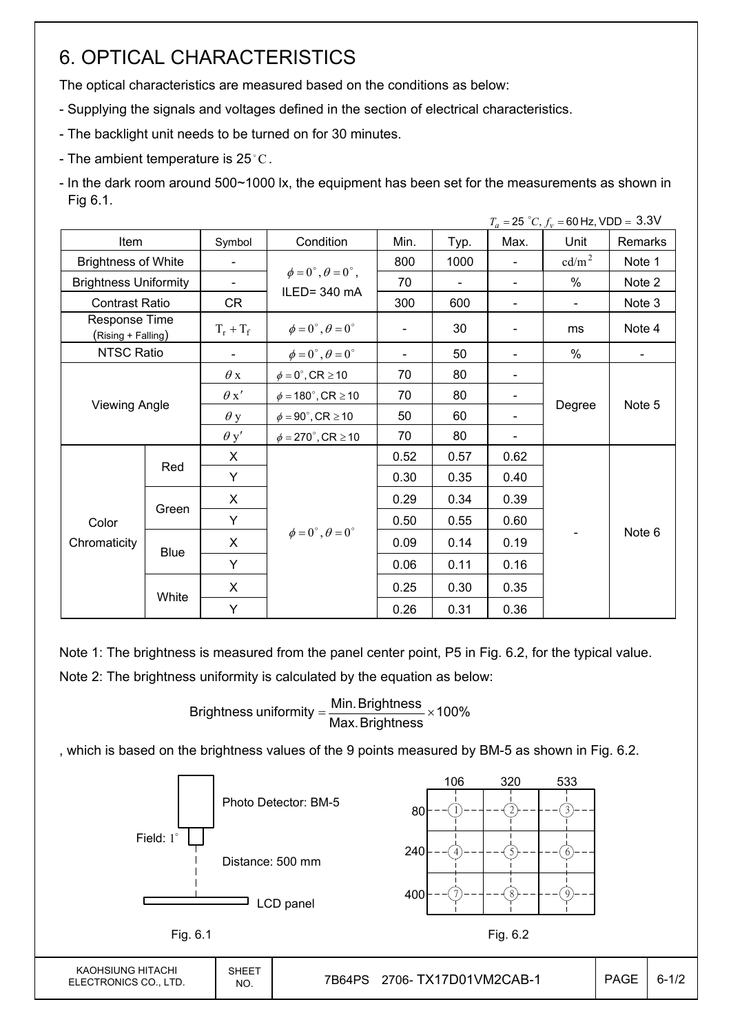# 6. OPTICAL CHARACTERISTICS

The optical characteristics are measured based on the conditions as below:

- Supplying the signals and voltages defined in the section of electrical characteristics.
- The backlight unit needs to be turned on for 30 minutes.
- The ambient temperature is 25°C.
- In the dark room around 500~1000 lx, the equipment has been set for the measurements as shown in Fig 6.1.

$T_a = 25\ ^\circ C,\ f_v = 60$ Hz, VDD = 3.3V

| Item | | Symbol | Condition | Min. | Typ. | Max. | Unit | Remarks |
|---|---|---|---|---|---|---|---|---|
| Brightness of White | | - | $\phi = 0^\circ, \theta = 0^\circ$, ILED= 340 mA | 800 | 1000 | - | $cd/m^2$ | Note 1 |
| Brightness Uniformity | | - | | 70 | - | - | % | Note 2 |
| Contrast Ratio | | CR | | 300 | 600 | - | - | Note 3 |
| Response Time (Rising + Falling) | | $T_r + T_f$ | $\phi = 0^\circ, \theta = 0^\circ$ | - | 30 | - | ms | Note 4 |
| NTSC Ratio | | - | $\phi = 0^\circ, \theta = 0^\circ$ | - | 50 | - | % | - |
| Viewing Angle | | $\theta x$ | $\phi = 0^\circ$, CR ≥ 10 | 70 | 80 | - | Degree | Note 5 |
| | | $\theta x'$ | $\phi = 180^\circ$, CR ≥ 10 | 70 | 80 | - | | |
| | | $\theta y$ | $\phi = 90^\circ$, CR ≥ 10 | 50 | 60 | - | | |
| | | $\theta y'$ | $\phi = 270^\circ$, CR ≥ 10 | 70 | 80 | - | | |
| Color Chromaticity | Red | X | $\phi = 0^\circ, \theta = 0^\circ$ | 0.52 | 0.57 | 0.62 | - | Note 6 |
| | | Y | | 0.30 | 0.35 | 0.40 | | |
| | Green | X | | 0.29 | 0.34 | 0.39 | | |
| | | Y | | 0.50 | 0.55 | 0.60 | | |
| | Blue | X | | 0.09 | 0.14 | 0.19 | | |
| | | Y | | 0.06 | 0.11 | 0.16 | | |
| | White | X | | 0.25 | 0.30 | 0.35 | | |
| | | Y | | 0.26 | 0.31 | 0.36 | | |

Note 1: The brightness is measured from the panel center point, P5 in Fig. 6.2, for the typical value.

Note 2: The brightness uniformity is calculated by the equation as below:

$$\text{Brightness uniformity} = \frac{\text{Min. Brightness}}{\text{Max. Brightness}} \times 100\%$$

, which is based on the brightness values of the 9 points measured by BM-5 as shown in Fig. 6.2.

Photo Detector: BM-5

Field: 1°

Distance: 500 mm

LCD panel

Fig. 6.1

| | 106 | 320 | 533 |
|---|---|---|---|
| 80 | 1 | 2 | 3 |
| 240 | 4 | 5 | 6 |
| 400 | 7 | 8 | 9 |

Fig. 6.2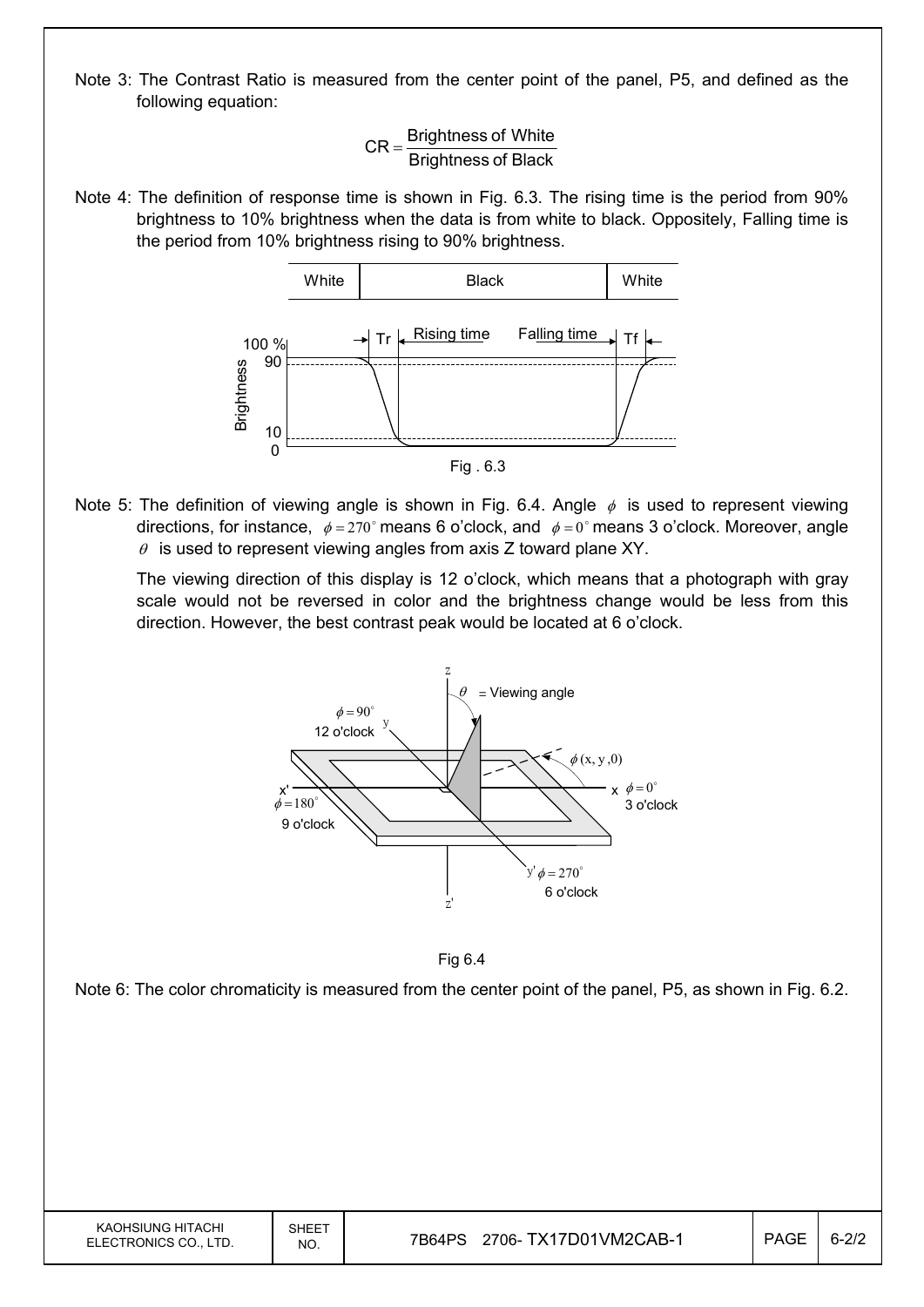Note 3: The Contrast Ratio is measured from the center point of the panel, P5, and defined as the following equation:

$$CR = \frac{\text{Brightness of White}}{\text{Brightness of Black}}$$

Note 4: The definition of response time is shown in Fig. 6.3. The rising time is the period from 90% brightness to 10% brightness when the data is from white to black. Oppositely, Falling time is the period from 10% brightness rising to 90% brightness.

Fig . 6.3

Note 5: The definition of viewing angle is shown in Fig. 6.4. Angle $\phi$ is used to represent viewing directions, for instance, $\phi = 270^\circ$ means 6 o'clock, and $\phi = 0^\circ$ means 3 o'clock. Moreover, angle $\theta$ is used to represent viewing angles from axis Z toward plane XY.

The viewing direction of this display is 12 o'clock, which means that a photograph with gray scale would not be reversed in color and the brightness change would be less from this direction. However, the best contrast peak would be located at 6 o'clock.

Fig 6.4

Note 6: The color chromaticity is measured from the center point of the panel, P5, as shown in Fig. 6.2.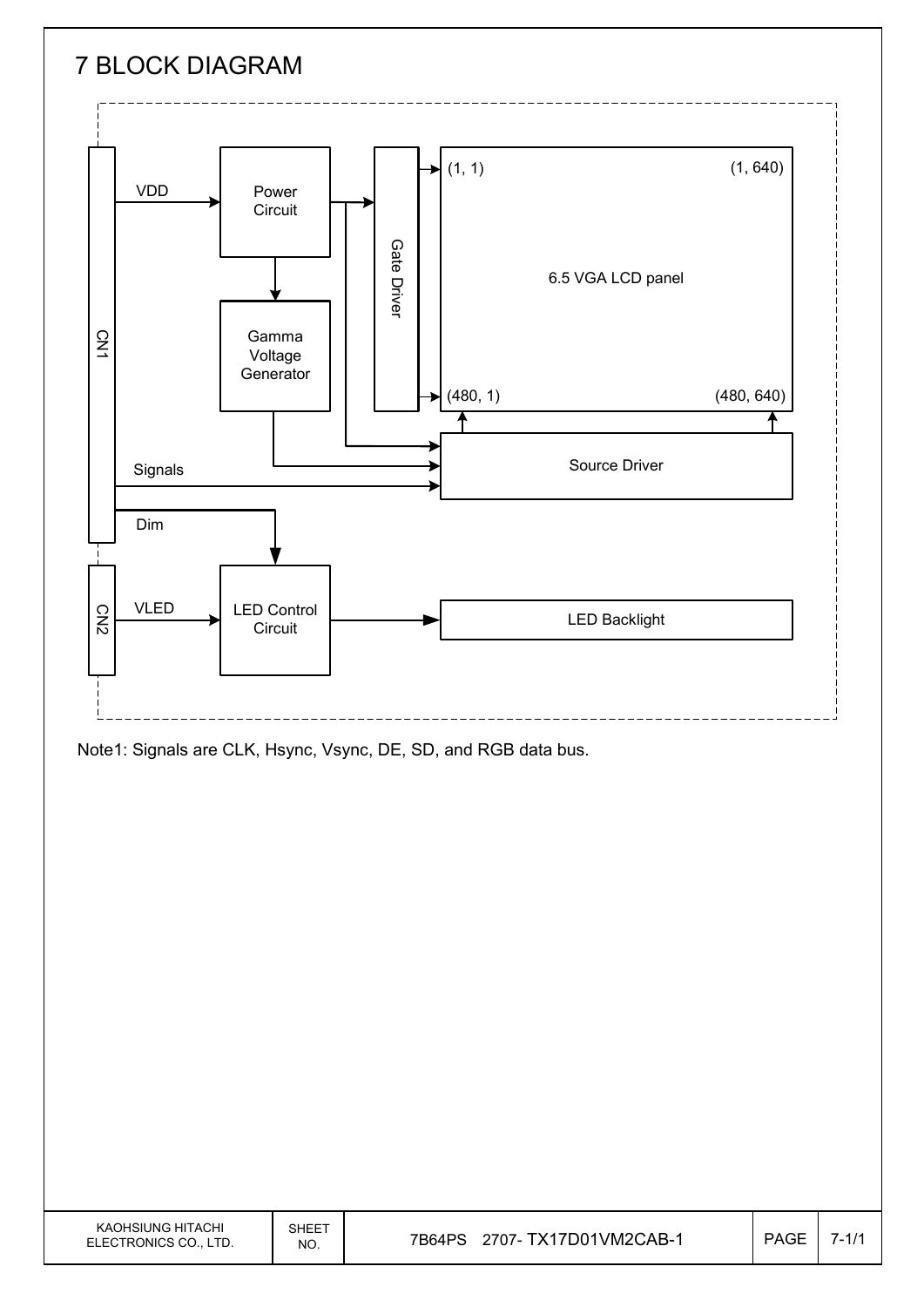# 7 BLOCK DIAGRAM

CN1

VDD

Power Circuit

Gamma Voltage Generator

Gate Driver

(1, 1)

(1, 640)

6.5 VGA LCD panel

(480, 1)

(480, 640)

Signals

Source Driver

Dim

CN2

VLED

LED Control Circuit

LED Backlight

Note1: Signals are CLK, Hsync, Vsync, DE, SD, and RGB data bus.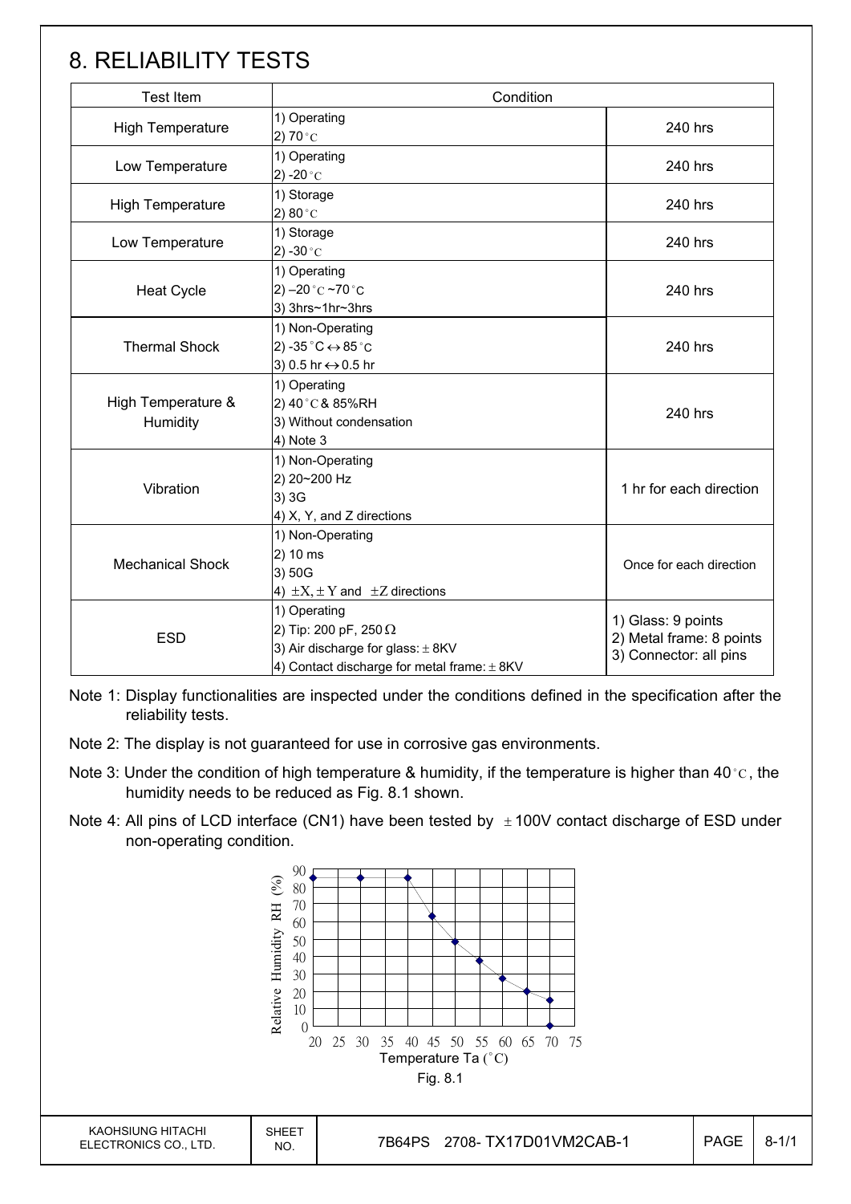# 8. RELIABILITY TESTS

| Test Item | Condition | |
|---|---|---|
| High Temperature | 1) Operating<br>2) 70°C | 240 hrs |
| Low Temperature | 1) Operating<br>2) -20°C | 240 hrs |
| High Temperature | 1) Storage<br>2) 80°C | 240 hrs |
| Low Temperature | 1) Storage<br>2) -30°C | 240 hrs |
| Heat Cycle | 1) Operating<br>2) –20°C ~70°C<br>3) 3hrs~1hr~3hrs | 240 hrs |
| Thermal Shock | 1) Non-Operating<br>2) -35°C ↔ 85°C<br>3) 0.5 hr ↔ 0.5 hr | 240 hrs |
| High Temperature & Humidity | 1) Operating<br>2) 40°C & 85%RH<br>3) Without condensation<br>4) Note 3 | 240 hrs |
| Vibration | 1) Non-Operating<br>2) 20~200 Hz<br>3) 3G<br>4) X, Y, and Z directions | 1 hr for each direction |
| Mechanical Shock | 1) Non-Operating<br>2) 10 ms<br>3) 50G<br>4) ±X, ±Y and ±Z directions | Once for each direction |
| ESD | 1) Operating<br>2) Tip: 200 pF, 250 Ω<br>3) Air discharge for glass: ± 8KV<br>4) Contact discharge for metal frame: ± 8KV | 1) Glass: 9 points<br>2) Metal frame: 8 points<br>3) Connector: all pins |

Note 1: Display functionalities are inspected under the conditions defined in the specification after the reliability tests.

Note 2: The display is not guaranteed for use in corrosive gas environments.

Note 3: Under the condition of high temperature & humidity, if the temperature is higher than 40°C, the humidity needs to be reduced as Fig. 8.1 shown.

Note 4: All pins of LCD interface (CN1) have been tested by ±100V contact discharge of ESD under non-operating condition.

Fig. 8.1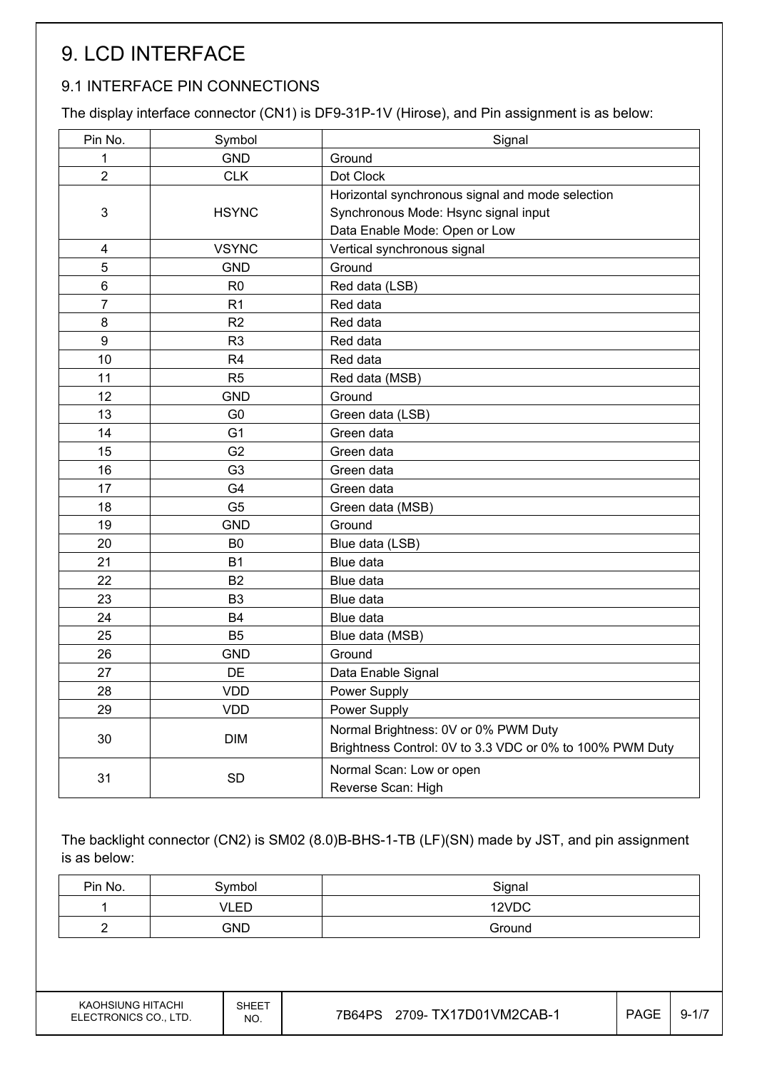# 9. LCD INTERFACE

## 9.1 INTERFACE PIN CONNECTIONS

The display interface connector (CN1) is DF9-31P-1V (Hirose), and Pin assignment is as below:

| Pin No. | Symbol | Signal |
|---|---|---|
| 1 | GND | Ground |
| 2 | CLK | Dot Clock |
| 3 | HSYNC | Horizontal synchronous signal and mode selection<br>Synchronous Mode: Hsync signal input<br>Data Enable Mode: Open or Low |
| 4 | VSYNC | Vertical synchronous signal |
| 5 | GND | Ground |
| 6 | R0 | Red data (LSB) |
| 7 | R1 | Red data |
| 8 | R2 | Red data |
| 9 | R3 | Red data |
| 10 | R4 | Red data |
| 11 | R5 | Red data (MSB) |
| 12 | GND | Ground |
| 13 | G0 | Green data (LSB) |
| 14 | G1 | Green data |
| 15 | G2 | Green data |
| 16 | G3 | Green data |
| 17 | G4 | Green data |
| 18 | G5 | Green data (MSB) |
| 19 | GND | Ground |
| 20 | B0 | Blue data (LSB) |
| 21 | B1 | Blue data |
| 22 | B2 | Blue data |
| 23 | B3 | Blue data |
| 24 | B4 | Blue data |
| 25 | B5 | Blue data (MSB) |
| 26 | GND | Ground |
| 27 | DE | Data Enable Signal |
| 28 | VDD | Power Supply |
| 29 | VDD | Power Supply |
| 30 | DIM | Normal Brightness: 0V or 0% PWM Duty<br>Brightness Control: 0V to 3.3 VDC or 0% to 100% PWM Duty |
| 31 | SD | Normal Scan: Low or open<br>Reverse Scan: High |

The backlight connector (CN2) is SM02 (8.0)B-BHS-1-TB (LF)(SN) made by JST, and pin assignment is as below:

| Pin No. | Symbol | Signal |
|---|---|---|
| 1 | VLED | 12VDC |
| 2 | GND | Ground |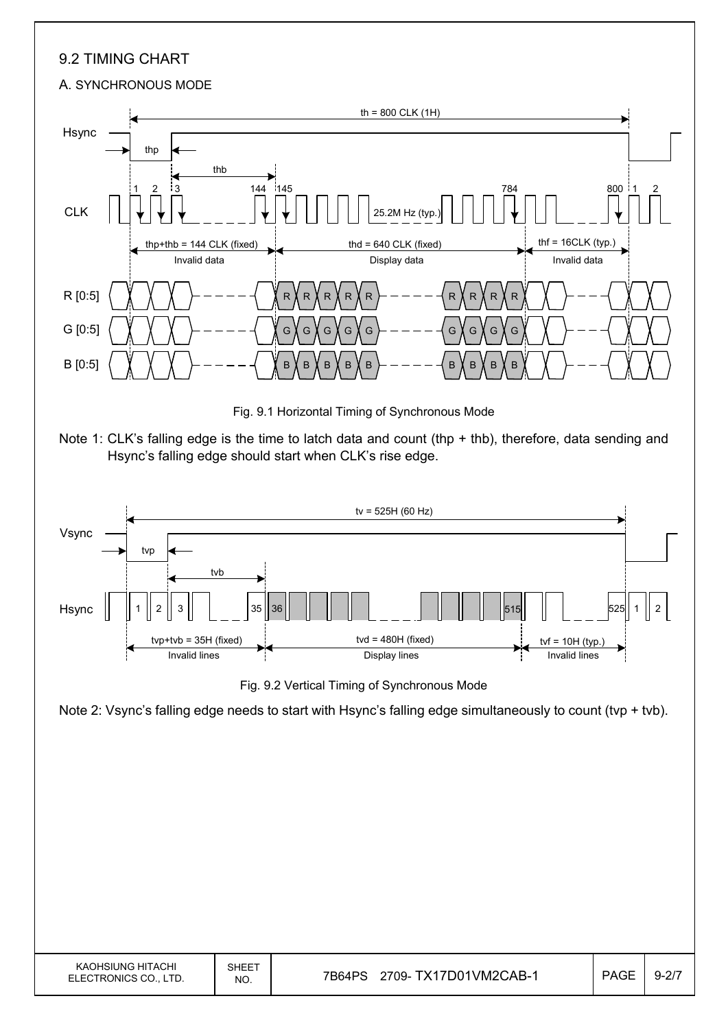## 9.2 TIMING CHART

### A. SYNCHRONOUS MODE

Fig. 9.1 Horizontal Timing of Synchronous Mode

Note 1: CLK's falling edge is the time to latch data and count (thp + thb), therefore, data sending and Hsync's falling edge should start when CLK's rise edge.

Fig. 9.2 Vertical Timing of Synchronous Mode

Note 2: Vsync's falling edge needs to start with Hsync's falling edge simultaneously to count (tvp + tvb).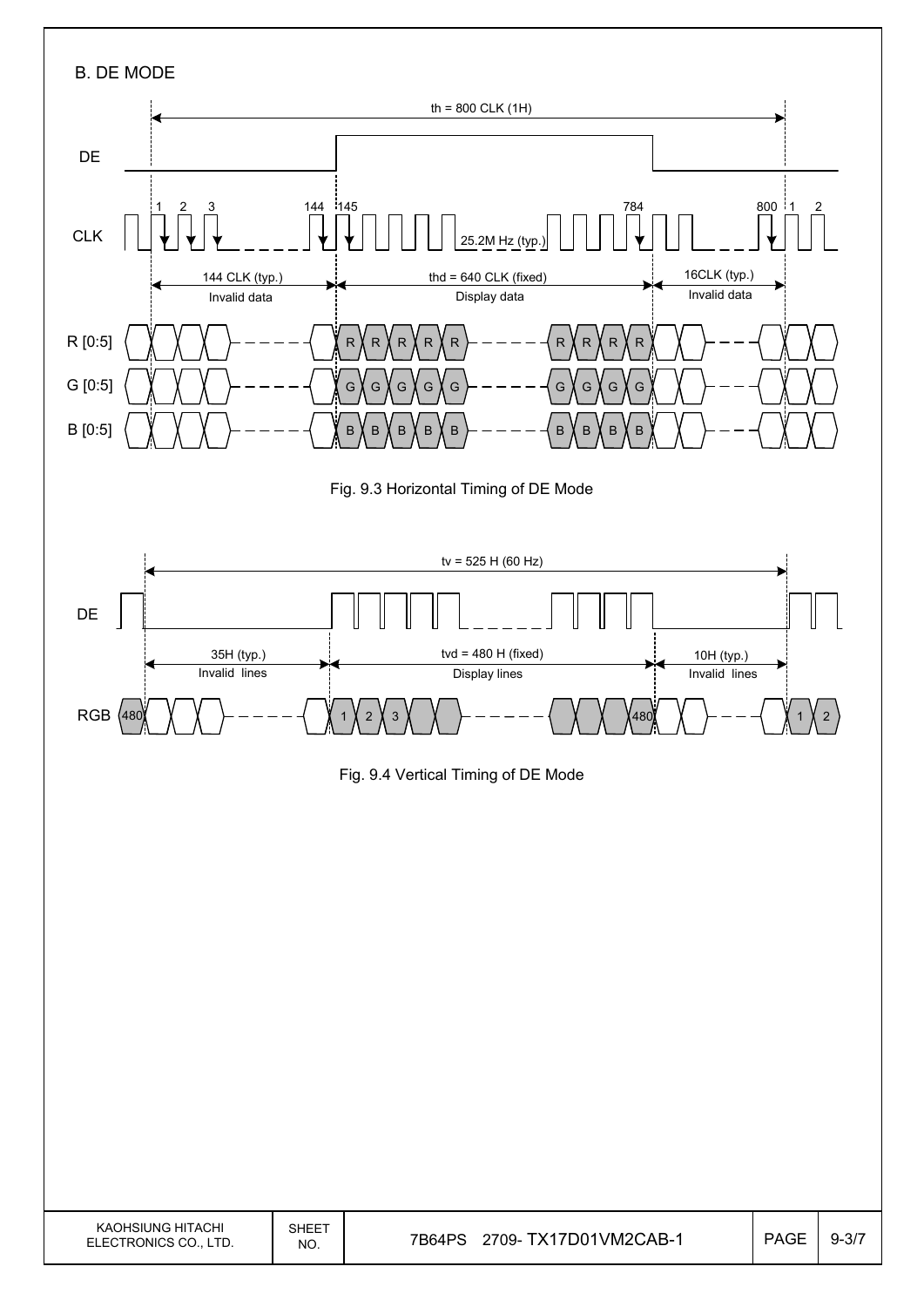## B. DE MODE

th = 800 CLK (1H)

DE

CLK: 1, 2, 3 ... 144, 145 ... 784 ... 800, 1, 2 — 25.2M Hz (typ.)

144 CLK (typ.) — Invalid data | thd = 640 CLK (fixed) — Display data | 16CLK (typ.) — Invalid data

R [0:5]

G [0:5]

B [0:5]

Fig. 9.3 Horizontal Timing of DE Mode

tv = 525 H (60 Hz)

DE

35H (typ.) — Invalid lines | tvd = 480 H (fixed) — Display lines | 10H (typ.) — Invalid lines

RGB: 480 ... 1, 2, 3 ... 480 ... 1, 2

Fig. 9.4 Vertical Timing of DE Mode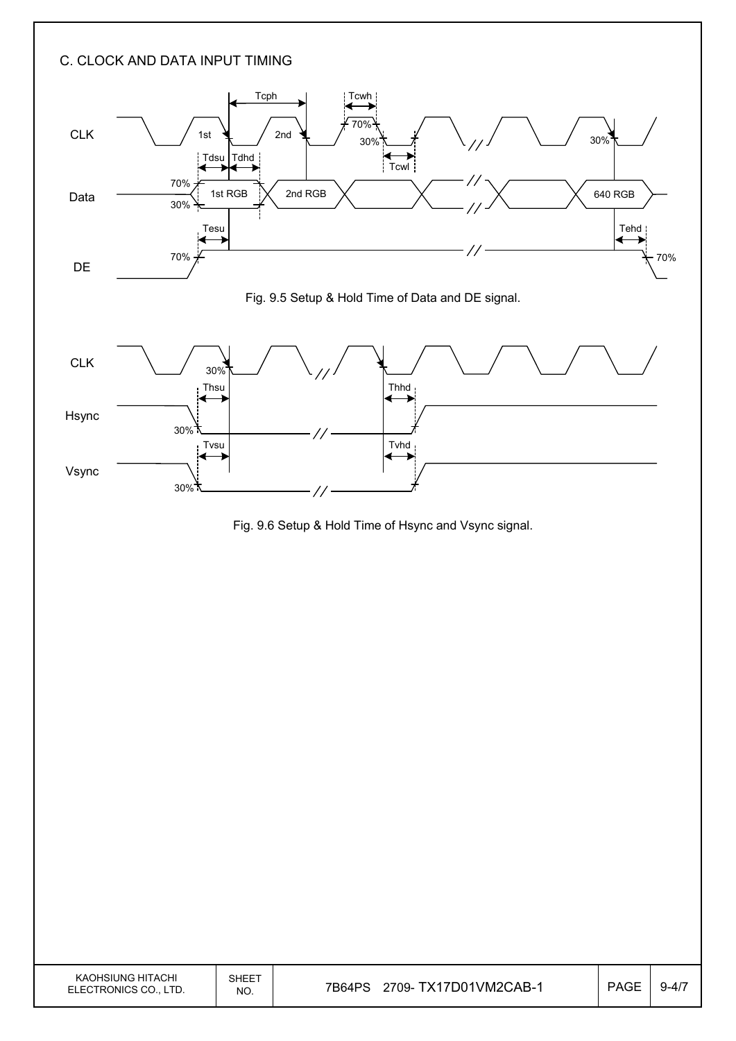## C. CLOCK AND DATA INPUT TIMING

Fig. 9.5 Setup & Hold Time of Data and DE signal.

Fig. 9.6 Setup & Hold Time of Hsync and Vsync signal.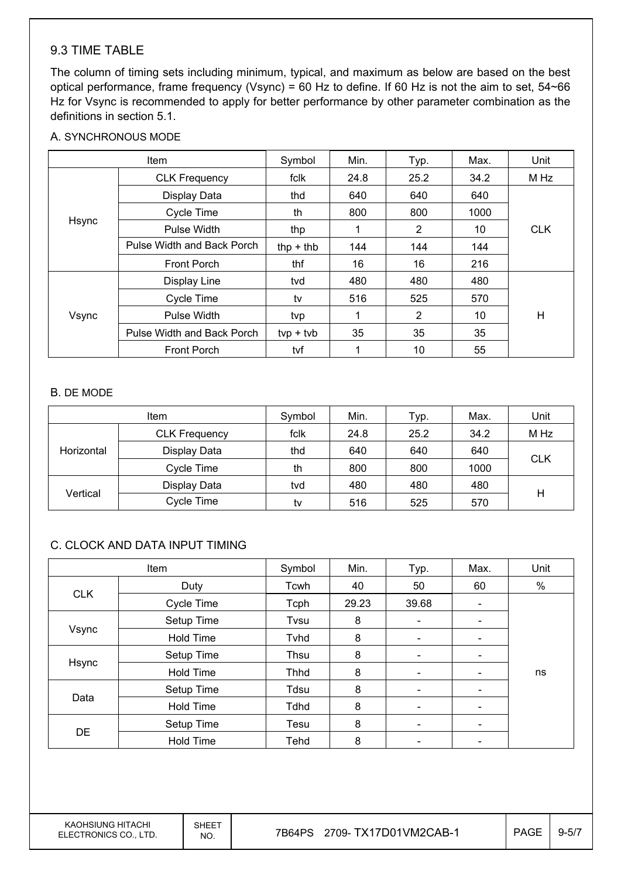## 9.3 TIME TABLE

The column of timing sets including minimum, typical, and maximum as below are based on the best optical performance, frame frequency (Vsync) = 60 Hz to define. If 60 Hz is not the aim to set, 54~66 Hz for Vsync is recommended to apply for better performance by other parameter combination as the definitions in section 5.1.

### A. SYNCHRONOUS MODE

| Item | | Symbol | Min. | Typ. | Max. | Unit |
|---|---|---|---|---|---|---|
| Hsync | CLK Frequency | fclk | 24.8 | 25.2 | 34.2 | M Hz |
| | Display Data | thd | 640 | 640 | 640 | CLK |
| | Cycle Time | th | 800 | 800 | 1000 | |
| | Pulse Width | thp | 1 | 2 | 10 | |
| | Pulse Width and Back Porch | thp + thb | 144 | 144 | 144 | |
| | Front Porch | thf | 16 | 16 | 216 | |
| Vsync | Display Line | tvd | 480 | 480 | 480 | H |
| | Cycle Time | tv | 516 | 525 | 570 | |
| | Pulse Width | tvp | 1 | 2 | 10 | |
| | Pulse Width and Back Porch | tvp + tvb | 35 | 35 | 35 | |
| | Front Porch | tvf | 1 | 10 | 55 | |

### B. DE MODE

| Item | | Symbol | Min. | Typ. | Max. | Unit |
|---|---|---|---|---|---|---|
| Horizontal | CLK Frequency | fclk | 24.8 | 25.2 | 34.2 | M Hz |
| | Display Data | thd | 640 | 640 | 640 | CLK |
| | Cycle Time | th | 800 | 800 | 1000 | |
| Vertical | Display Data | tvd | 480 | 480 | 480 | H |
| | Cycle Time | tv | 516 | 525 | 570 | |

### C. CLOCK AND DATA INPUT TIMING

| Item | | Symbol | Min. | Typ. | Max. | Unit |
|---|---|---|---|---|---|---|
| CLK | Duty | Tcwh | 40 | 50 | 60 | % |
| | Cycle Time | Tcph | 29.23 | 39.68 | - | ns |
| Vsync | Setup Time | Tvsu | 8 | - | - | |
| | Hold Time | Tvhd | 8 | - | - | |
| Hsync | Setup Time | Thsu | 8 | - | - | |
| | Hold Time | Thhd | 8 | - | - | |
| Data | Setup Time | Tdsu | 8 | - | - | |
| | Hold Time | Tdhd | 8 | - | - | |
| DE | Setup Time | Tesu | 8 | - | - | |
| | Hold Time | Tehd | 8 | - | - | |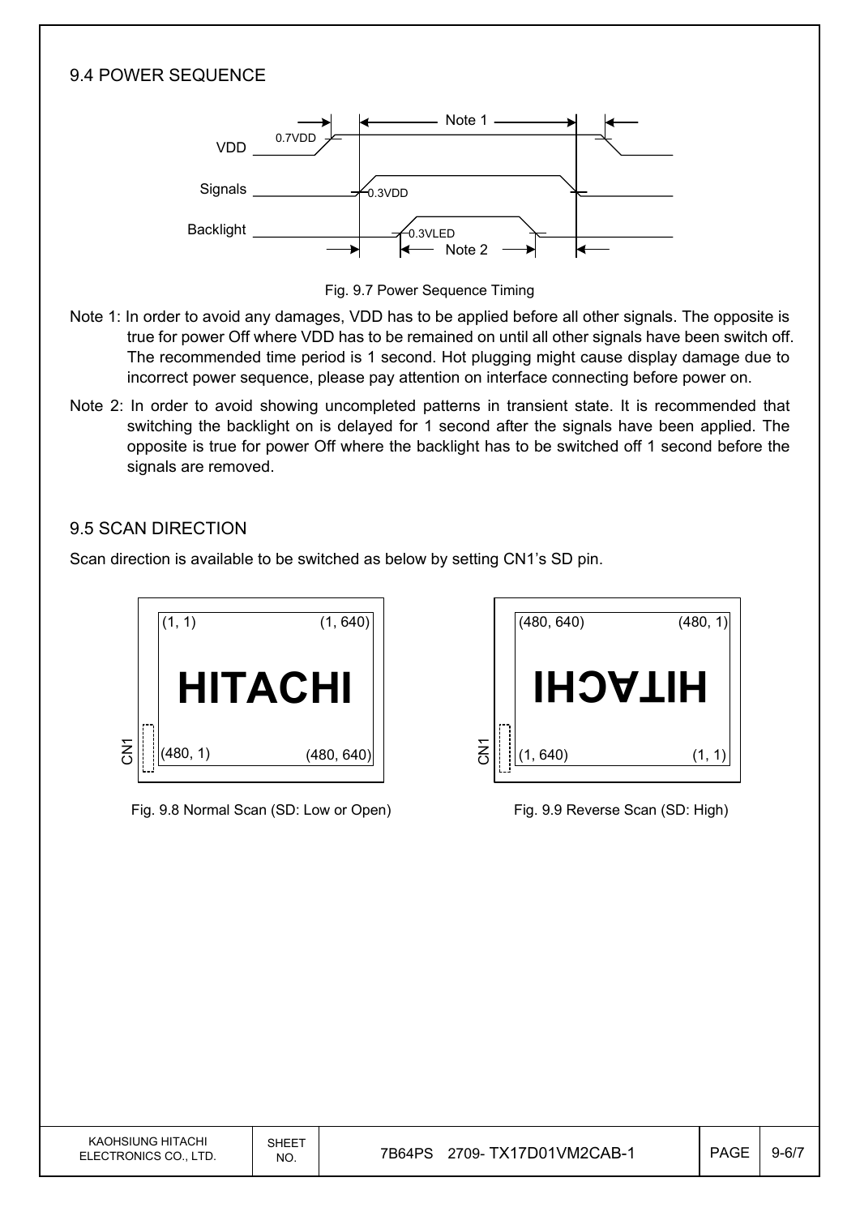## 9.4 POWER SEQUENCE

Fig. 9.7 Power Sequence Timing

Note 1: In order to avoid any damages, VDD has to be applied before all other signals. The opposite is true for power Off where VDD has to be remained on until all other signals have been switch off. The recommended time period is 1 second. Hot plugging might cause display damage due to incorrect power sequence, please pay attention on interface connecting before power on.

Note 2: In order to avoid showing uncompleted patterns in transient state. It is recommended that switching the backlight on is delayed for 1 second after the signals have been applied. The opposite is true for power Off where the backlight has to be switched off 1 second before the signals are removed.

## 9.5 SCAN DIRECTION

Scan direction is available to be switched as below by setting CN1's SD pin.

Fig. 9.8 Normal Scan (SD: Low or Open)

Fig. 9.9 Reverse Scan (SD: High)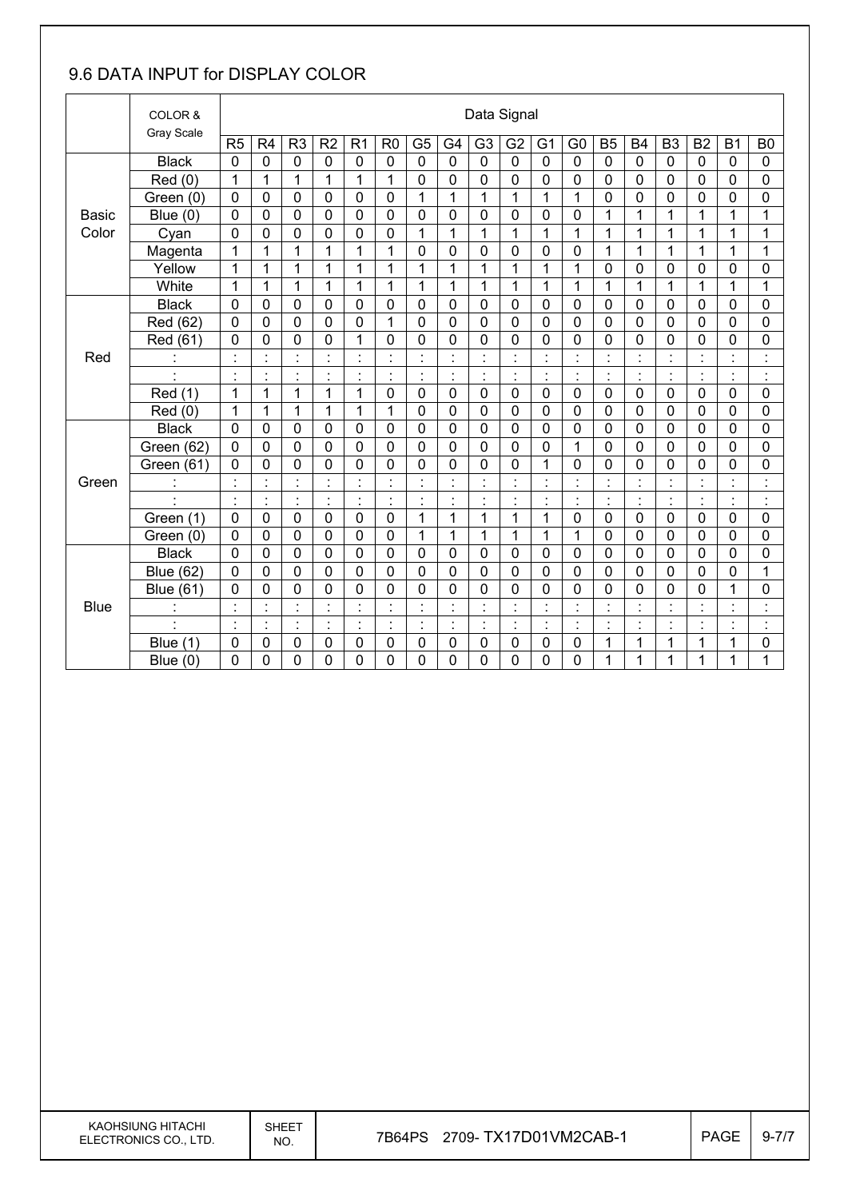## 9.6 DATA INPUT for DISPLAY COLOR

| | COLOR & Gray Scale | Data Signal | | | | | | | | | | | | | | | | | |
|---|---|---|---|---|---|---|---|---|---|---|---|---|---|---|---|---|---|---|---|
| | | R5 | R4 | R3 | R2 | R1 | R0 | G5 | G4 | G3 | G2 | G1 | G0 | B5 | B4 | B3 | B2 | B1 | B0 |
| Basic Color | Black | 0 | 0 | 0 | 0 | 0 | 0 | 0 | 0 | 0 | 0 | 0 | 0 | 0 | 0 | 0 | 0 | 0 | 0 |
| | Red (0) | 1 | 1 | 1 | 1 | 1 | 1 | 0 | 0 | 0 | 0 | 0 | 0 | 0 | 0 | 0 | 0 | 0 | 0 |
| | Green (0) | 0 | 0 | 0 | 0 | 0 | 0 | 1 | 1 | 1 | 1 | 1 | 1 | 0 | 0 | 0 | 0 | 0 | 0 |
| | Blue (0) | 0 | 0 | 0 | 0 | 0 | 0 | 0 | 0 | 0 | 0 | 0 | 0 | 1 | 1 | 1 | 1 | 1 | 1 |
| | Cyan | 0 | 0 | 0 | 0 | 0 | 0 | 1 | 1 | 1 | 1 | 1 | 1 | 1 | 1 | 1 | 1 | 1 | 1 |
| | Magenta | 1 | 1 | 1 | 1 | 1 | 1 | 0 | 0 | 0 | 0 | 0 | 0 | 1 | 1 | 1 | 1 | 1 | 1 |
| | Yellow | 1 | 1 | 1 | 1 | 1 | 1 | 1 | 1 | 1 | 1 | 1 | 1 | 0 | 0 | 0 | 0 | 0 | 0 |
| | White | 1 | 1 | 1 | 1 | 1 | 1 | 1 | 1 | 1 | 1 | 1 | 1 | 1 | 1 | 1 | 1 | 1 | 1 |
| Red | Black | 0 | 0 | 0 | 0 | 0 | 0 | 0 | 0 | 0 | 0 | 0 | 0 | 0 | 0 | 0 | 0 | 0 | 0 |
| | Red (62) | 0 | 0 | 0 | 0 | 0 | 1 | 0 | 0 | 0 | 0 | 0 | 0 | 0 | 0 | 0 | 0 | 0 | 0 |
| | Red (61) | 0 | 0 | 0 | 0 | 1 | 0 | 0 | 0 | 0 | 0 | 0 | 0 | 0 | 0 | 0 | 0 | 0 | 0 |
| | : | : | : | : | : | : | : | : | : | : | : | : | : | : | : | : | : | : | : |
| | : | : | : | : | : | : | : | : | : | : | : | : | : | : | : | : | : | : | : |
| | Red (1) | 1 | 1 | 1 | 1 | 1 | 0 | 0 | 0 | 0 | 0 | 0 | 0 | 0 | 0 | 0 | 0 | 0 | 0 |
| | Red (0) | 1 | 1 | 1 | 1 | 1 | 1 | 0 | 0 | 0 | 0 | 0 | 0 | 0 | 0 | 0 | 0 | 0 | 0 |
| Green | Black | 0 | 0 | 0 | 0 | 0 | 0 | 0 | 0 | 0 | 0 | 0 | 0 | 0 | 0 | 0 | 0 | 0 | 0 |
| | Green (62) | 0 | 0 | 0 | 0 | 0 | 0 | 0 | 0 | 0 | 0 | 0 | 1 | 0 | 0 | 0 | 0 | 0 | 0 |
| | Green (61) | 0 | 0 | 0 | 0 | 0 | 0 | 0 | 0 | 0 | 0 | 1 | 0 | 0 | 0 | 0 | 0 | 0 | 0 |
| | : | : | : | : | : | : | : | : | : | : | : | : | : | : | : | : | : | : | : |
| | : | : | : | : | : | : | : | : | : | : | : | : | : | : | : | : | : | : | : |
| | Green (1) | 0 | 0 | 0 | 0 | 0 | 0 | 1 | 1 | 1 | 1 | 1 | 0 | 0 | 0 | 0 | 0 | 0 | 0 |
| | Green (0) | 0 | 0 | 0 | 0 | 0 | 0 | 1 | 1 | 1 | 1 | 1 | 1 | 0 | 0 | 0 | 0 | 0 | 0 |
| Blue | Black | 0 | 0 | 0 | 0 | 0 | 0 | 0 | 0 | 0 | 0 | 0 | 0 | 0 | 0 | 0 | 0 | 0 | 0 |
| | Blue (62) | 0 | 0 | 0 | 0 | 0 | 0 | 0 | 0 | 0 | 0 | 0 | 0 | 0 | 0 | 0 | 0 | 0 | 1 |
| | Blue (61) | 0 | 0 | 0 | 0 | 0 | 0 | 0 | 0 | 0 | 0 | 0 | 0 | 0 | 0 | 0 | 0 | 1 | 0 |
| | : | : | : | : | : | : | : | : | : | : | : | : | : | : | : | : | : | : | : |
| | : | : | : | : | : | : | : | : | : | : | : | : | : | : | : | : | : | : | : |
| | Blue (1) | 0 | 0 | 0 | 0 | 0 | 0 | 0 | 0 | 0 | 0 | 0 | 0 | 1 | 1 | 1 | 1 | 1 | 0 |
| | Blue (0) | 0 | 0 | 0 | 0 | 0 | 0 | 0 | 0 | 0 | 0 | 0 | 0 | 1 | 1 | 1 | 1 | 1 | 1 |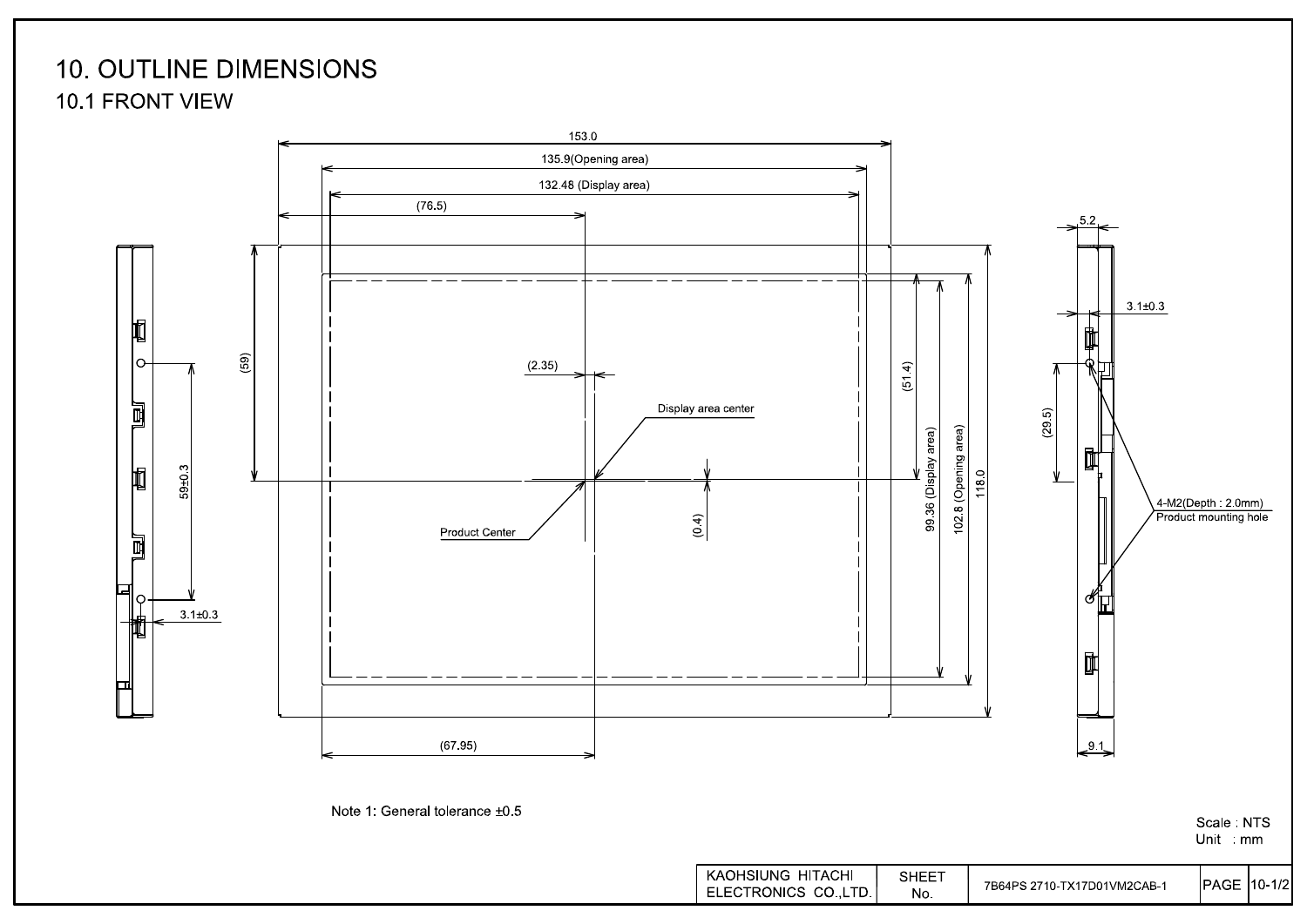# 10. OUTLINE DIMENSIONS

## 10.1 FRONT VIEW

153.0

135.9(Opening area)

132.48 (Display area)

(76.5)

(59)

(2.35)

Display area center

Product Center

(0.4)

(51.4)

99.36 (Display area)

102.8 (Opening area)

118.0

(67.95)

59±0.3

3.1±0.3

5.2

3.1±0.3

(29.5)

4-M2(Depth : 2.0mm)
Product mounting hole

9.1

Note 1: General tolerance ±0.5

Scale : NTS
Unit : mm

| KAOHSIUNG HITACHI ELECTRONICS CO.,LTD. | SHEET No. | 7B64PS 2710-TX17D01VM2CAB-1 | PAGE | 10-1/2 |
|---|---|---|---|---|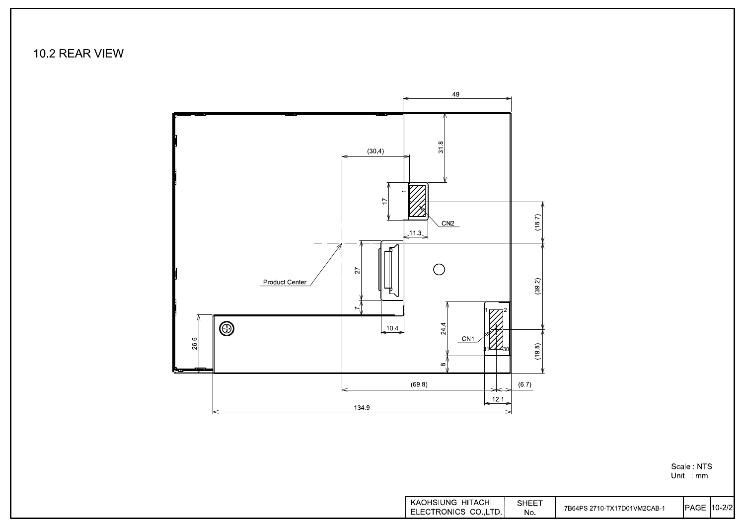## 10.2 REAR VIEW

49

31.8

(30.4)

17

1

CN2

11.3

(18.7)

Product Center

27

7

10.4

(39.2)

26.5

24.4

CN1

1 2

31 30

8

(19.8)

(69.8)

(6.7)

12.1

134.9

Scale : NTS
Unit : mm

| KAOHSIUNG HITACHI ELECTRONICS CO.,LTD. | SHEET No. | 7B64PS 2710-TX17D01VM2CAB-1 | PAGE | 10-2/2 |
|---|---|---|---|---|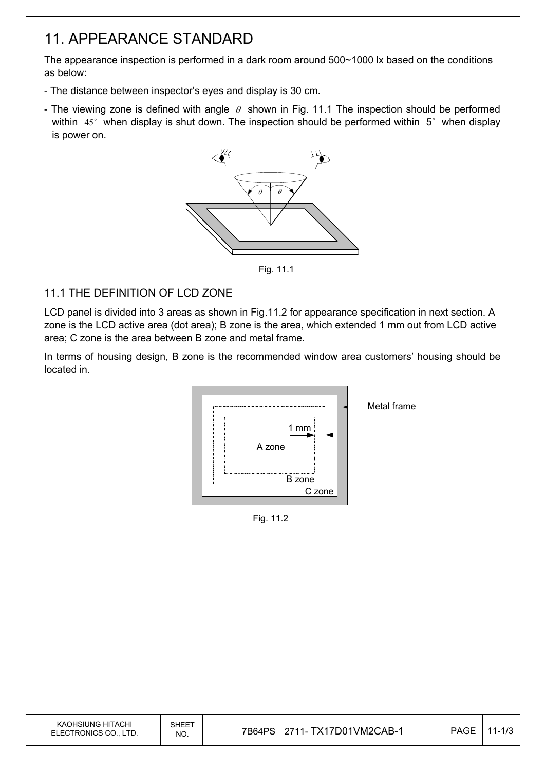# 11. APPEARANCE STANDARD

The appearance inspection is performed in a dark room around 500~1000 lx based on the conditions as below:

- The distance between inspector's eyes and display is 30 cm.
- The viewing zone is defined with angle $\theta$ shown in Fig. 11.1 The inspection should be performed within 45° when display is shut down. The inspection should be performed within 5° when display is power on.

Fig. 11.1

## 11.1 THE DEFINITION OF LCD ZONE

LCD panel is divided into 3 areas as shown in Fig.11.2 for appearance specification in next section. A zone is the LCD active area (dot area); B zone is the area, which extended 1 mm out from LCD active area; C zone is the area between B zone and metal frame.

In terms of housing design, B zone is the recommended window area customers' housing should be located in.

Fig. 11.2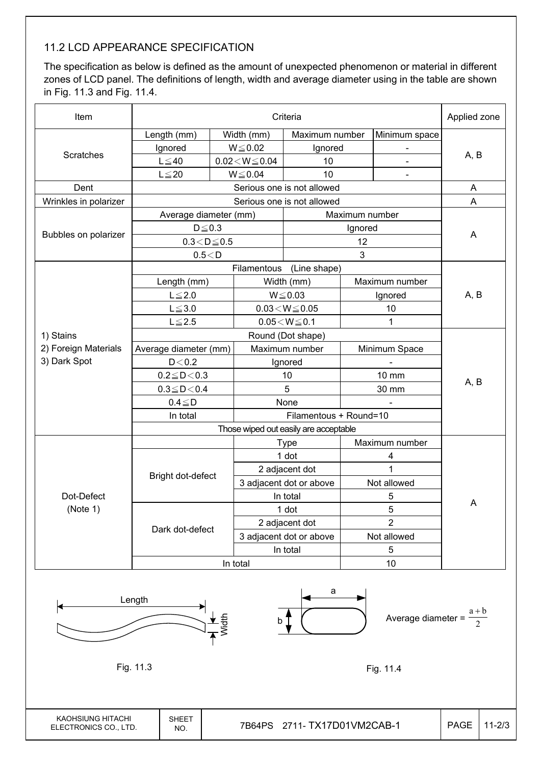## 11.2 LCD APPEARANCE SPECIFICATION

The specification as below is defined as the amount of unexpected phenomenon or material in different zones of LCD panel. The definitions of length, width and average diameter using in the table are shown in Fig. 11.3 and Fig. 11.4.

| Item | Criteria | | | | Applied zone |
|---|---|---|---|---|---|
| Scratches | Length (mm) | Width (mm) | Maximum number | Minimum space | A, B |
| | Ignored | W≦0.02 | Ignored | - | |
| | L≦40 | 0.02＜W≦0.04 | 10 | - | |
| | L≦20 | W≦0.04 | 10 | - | |
| Dent | Serious one is not allowed | | | | A |
| Wrinkles in polarizer | Serious one is not allowed | | | | A |
| Bubbles on polarizer | Average diameter (mm) | | Maximum number | | A |
| | D≦0.3 | | Ignored | | |
| | 0.3＜D≦0.5 | | 12 | | |
| | 0.5＜D | | 3 | | |
| 1) Stains<br>2) Foreign Materials<br>3) Dark Spot | Filamentous (Line shape) | | | | A, B |
| | Length (mm) | Width (mm) | Maximum number | | |
| | L≦2.0 | W≦0.03 | Ignored | | |
| | L≦3.0 | 0.03＜W≦0.05 | 10 | | |
| | L≦2.5 | 0.05＜W≦0.1 | 1 | | |
| | Round (Dot shape) | | | | A, B |
| | Average diameter (mm) | Maximum number | Minimum Space | | |
| | D＜0.2 | Ignored | - | | |
| | 0.2≦D＜0.3 | 10 | 10 mm | | |
| | 0.3≦D＜0.4 | 5 | 30 mm | | |
| | 0.4≦D | None | - | | |
| | In total | Filamentous + Round=10 | | | |
| | Those wiped out easily are acceptable | | | | |
| Dot-Defect (Note 1) | | Type | Maximum number | | A |
| | Bright dot-defect | 1 dot | 4 | | |
| | | 2 adjacent dot | 1 | | |
| | | 3 adjacent dot or above | Not allowed | | |
| | | In total | 5 | | |
| | Dark dot-defect | 1 dot | 5 | | |
| | | 2 adjacent dot | 2 | | |
| | | 3 adjacent dot or above | Not allowed | | |
| | | In total | 5 | | |
| | In total | | 10 | | |

Length / Width

Fig. 11.3

a / b

Average diameter = $\frac{a+b}{2}$

Fig. 11.4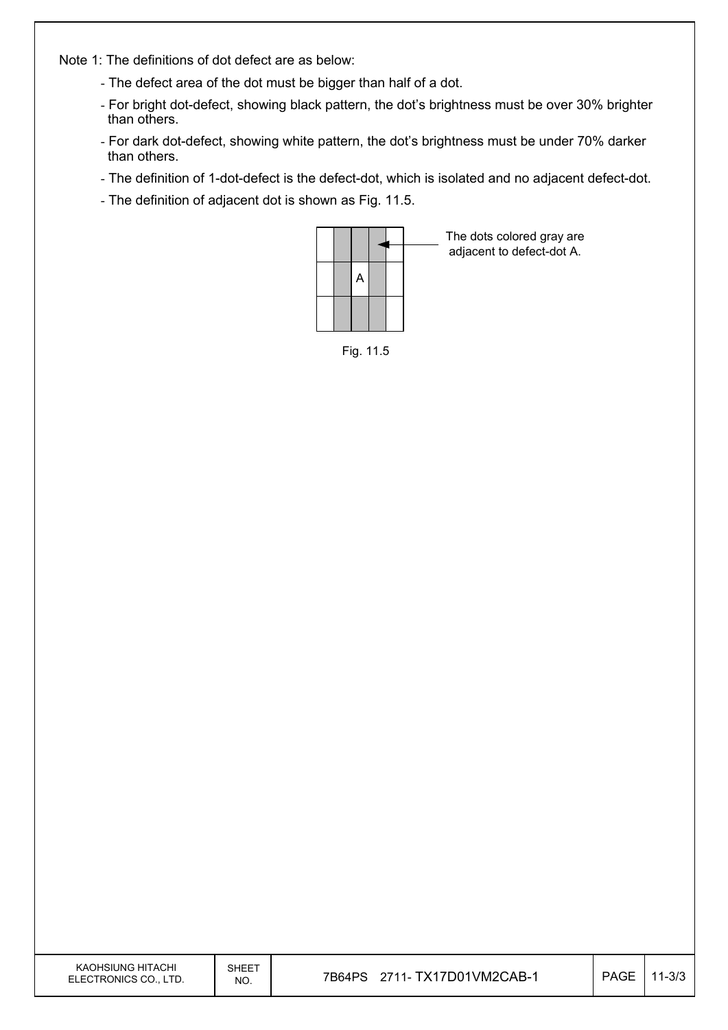Note 1: The definitions of dot defect are as below:

- The defect area of the dot must be bigger than half of a dot.
- For bright dot-defect, showing black pattern, the dot's brightness must be over 30% brighter than others.
- For dark dot-defect, showing white pattern, the dot's brightness must be under 70% darker than others.
- The definition of 1-dot-defect is the defect-dot, which is isolated and no adjacent defect-dot.
- The definition of adjacent dot is shown as Fig. 11.5.

The dots colored gray are adjacent to defect-dot A.

Fig. 11.5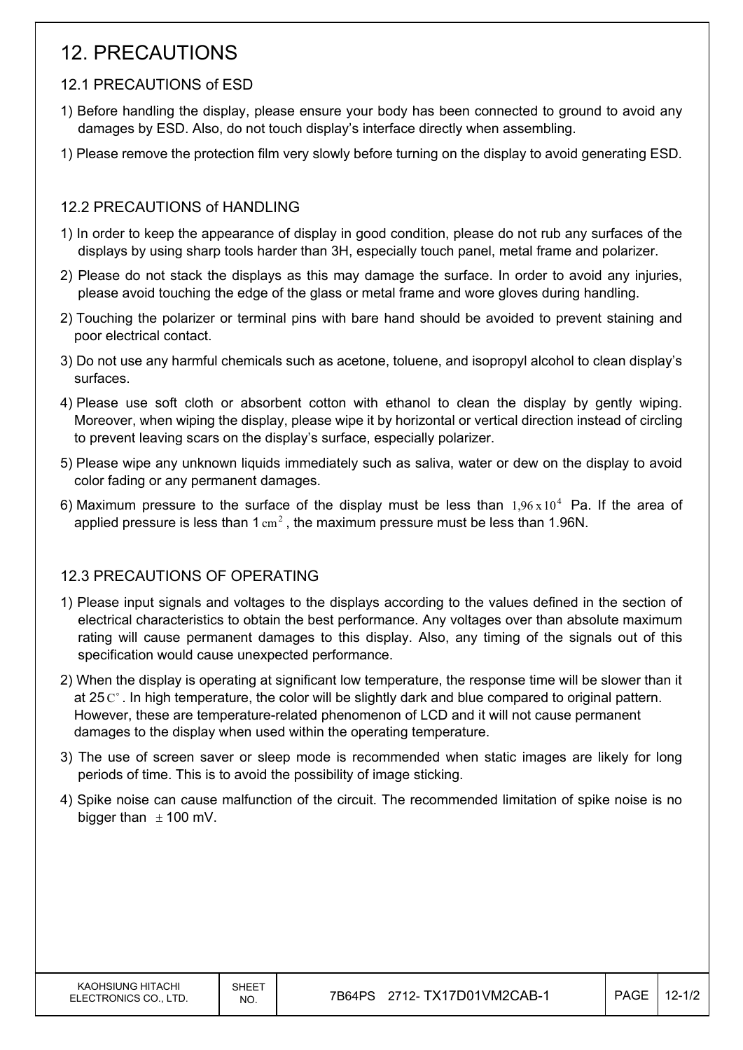# 12. PRECAUTIONS

## 12.1 PRECAUTIONS of ESD

1) Before handling the display, please ensure your body has been connected to ground to avoid any damages by ESD. Also, do not touch display's interface directly when assembling.

1) Please remove the protection film very slowly before turning on the display to avoid generating ESD.

## 12.2 PRECAUTIONS of HANDLING

1) In order to keep the appearance of display in good condition, please do not rub any surfaces of the displays by using sharp tools harder than 3H, especially touch panel, metal frame and polarizer.

2) Please do not stack the displays as this may damage the surface. In order to avoid any injuries, please avoid touching the edge of the glass or metal frame and wore gloves during handling.

2) Touching the polarizer or terminal pins with bare hand should be avoided to prevent staining and poor electrical contact.

3) Do not use any harmful chemicals such as acetone, toluene, and isopropyl alcohol to clean display's surfaces.

4) Please use soft cloth or absorbent cotton with ethanol to clean the display by gently wiping. Moreover, when wiping the display, please wipe it by horizontal or vertical direction instead of circling to prevent leaving scars on the display's surface, especially polarizer.

5) Please wipe any unknown liquids immediately such as saliva, water or dew on the display to avoid color fading or any permanent damages.

6) Maximum pressure to the surface of the display must be less than $1{,}96 \times 10^4$ Pa. If the area of applied pressure is less than 1 $cm^2$, the maximum pressure must be less than 1.96N.

## 12.3 PRECAUTIONS OF OPERATING

1) Please input signals and voltages to the displays according to the values defined in the section of electrical characteristics to obtain the best performance. Any voltages over than absolute maximum rating will cause permanent damages to this display. Also, any timing of the signals out of this specification would cause unexpected performance.

2) When the display is operating at significant low temperature, the response time will be slower than it at 25 $C^\circ$. In high temperature, the color will be slightly dark and blue compared to original pattern. However, these are temperature-related phenomenon of LCD and it will not cause permanent damages to the display when used within the operating temperature.

3) The use of screen saver or sleep mode is recommended when static images are likely for long periods of time. This is to avoid the possibility of image sticking.

4) Spike noise can cause malfunction of the circuit. The recommended limitation of spike noise is no bigger than $\pm$ 100 mV.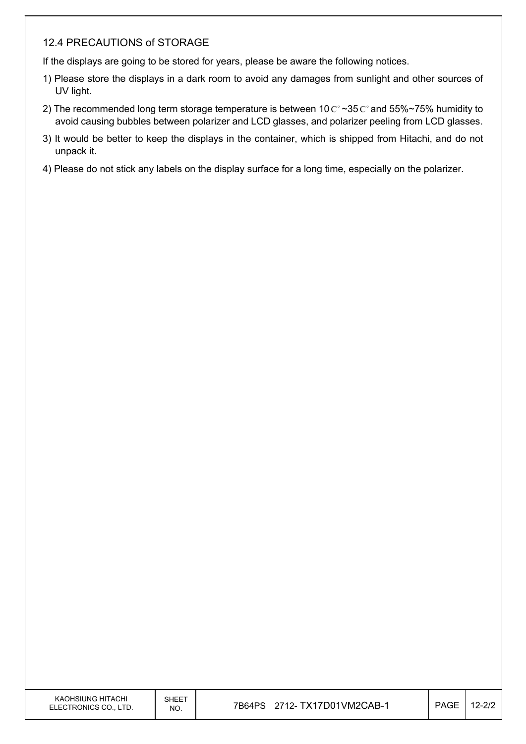## 12.4 PRECAUTIONS of STORAGE

If the displays are going to be stored for years, please be aware the following notices.

1) Please store the displays in a dark room to avoid any damages from sunlight and other sources of UV light.
2) The recommended long term storage temperature is between 10 C° ~35 C° and 55%~75% humidity to avoid causing bubbles between polarizer and LCD glasses, and polarizer peeling from LCD glasses.
3) It would be better to keep the displays in the container, which is shipped from Hitachi, and do not unpack it.
4) Please do not stick any labels on the display surface for a long time, especially on the polarizer.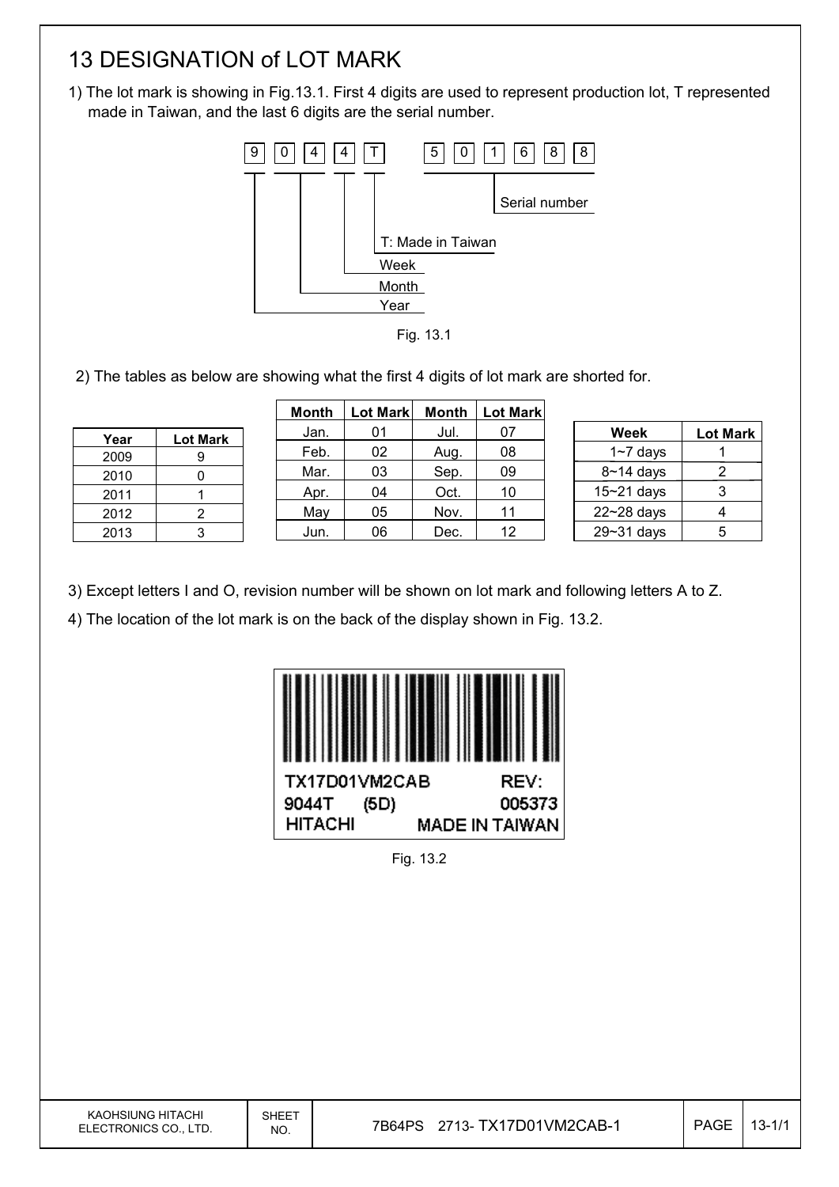# 13 DESIGNATION of LOT MARK

1) The lot mark is showing in Fig.13.1. First 4 digits are used to represent production lot, T represented made in Taiwan, and the last 6 digits are the serial number.

9 0 4 4 T 5 0 1 6 8 8

Serial number

T: Made in Taiwan

Week

Month

Year

Fig. 13.1

2) The tables as below are showing what the first 4 digits of lot mark are shorted for.

| Year | Lot Mark |
|---|---|
| 2009 | 9 |
| 2010 | 0 |
| 2011 | 1 |
| 2012 | 2 |
| 2013 | 3 |

| Month | Lot Mark | Month | Lot Mark |
|---|---|---|---|
| Jan. | 01 | Jul. | 07 |
| Feb. | 02 | Aug. | 08 |
| Mar. | 03 | Sep. | 09 |
| Apr. | 04 | Oct. | 10 |
| May | 05 | Nov. | 11 |
| Jun. | 06 | Dec. | 12 |

| Week | Lot Mark |
|---|---|
| 1~7 days | 1 |
| 8~14 days | 2 |
| 15~21 days | 3 |
| 22~28 days | 4 |
| 29~31 days | 5 |

3) Except letters I and O, revision number will be shown on lot mark and following letters A to Z.

4) The location of the lot mark is on the back of the display shown in Fig. 13.2.

TX17D01VM2CAB REV:
9044T (5D) 005373
HITACHI MADE IN TAIWAN

Fig. 13.2